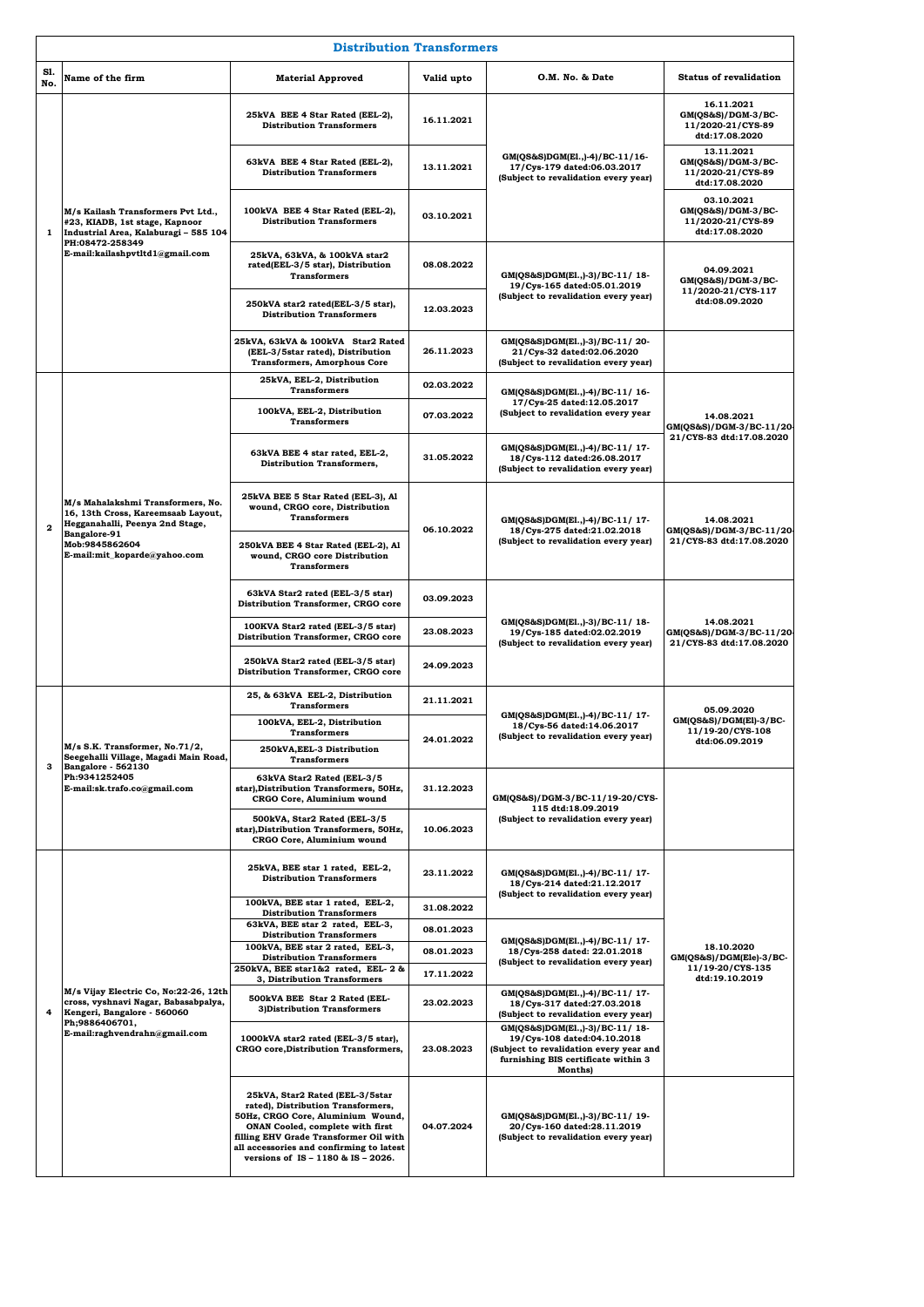# Distribution Transformers

| Sl. No. | Name of the firm | Material Approved | Valid upto | O.M. No. & Date | Status of revalidation |
|---|---|---|---|---|---|
| 1 | M/s Kailash Transformers Pvt Ltd., #23, KIADB, 1st stage, Kapnoor Industrial Area, Kalaburagi – 585 104 PH:08472-258349 E-mail:kailashpvtltd1@gmail.com | 25kVA BEE 4 Star Rated (EEL-2), Distribution Transformers | 16.11.2021 | GM(QS&S)DGM(El.,)-4)/BC-11/16-17/Cys-179 dated:06.03.2017 (Subject to revalidation every year) | 16.11.2021 GM(QS&S)/DGM-3/BC-11/2020-21/CYS-89 dtd:17.08.2020 |
| | | 63kVA BEE 4 Star Rated (EEL-2), Distribution Transformers | 13.11.2021 | | 13.11.2021 GM(QS&S)/DGM-3/BC-11/2020-21/CYS-89 dtd:17.08.2020 |
| | | 100kVA BEE 4 Star Rated (EEL-2), Distribution Transformers | 03.10.2021 | | 03.10.2021 GM(QS&S)/DGM-3/BC-11/2020-21/CYS-89 dtd:17.08.2020 |
| | | 25kVA, 63kVA, & 100kVA star2 rated(EEL-3/5 star), Distribution Transformers | 08.08.2022 | GM(QS&S)DGM(El.,)-3)/BC-11/ 18-19/Cys-165 dated:05.01.2019 (Subject to revalidation every year) | 04.09.2021 GM(QS&S)/DGM-3/BC-11/2020-21/CYS-117 dtd:08.09.2020 |
| | | 250kVA star2 rated(EEL-3/5 star), Distribution Transformers | 12.03.2023 | | |
| | | 25kVA, 63kVA & 100kVA Star2 Rated (EEL-3/5star rated), Distribution Transformers, Amorphous Core | 26.11.2023 | GM(QS&S)DGM(El.,)-3)/BC-11/ 20-21/Cys-32 dated:02.06.2020 (Subject to revalidation every year) | |
| 2 | M/s Mahalakshmi Transformers, No. 16, 13th Cross, Kareemsaab Layout, Hegganahalli, Peenya 2nd Stage, Bangalore-91 Mob:9845862604 E-mail:mit_koparde@yahoo.com | 25kVA, EEL-2, Distribution Transformers | 02.03.2022 | GM(QS&S)DGM(El.,)-4)/BC-11/ 16-17/Cys-25 dated:12.05.2017 (Subject to revalidation every year | 14.08.2021 GM(QS&S)/DGM-3/BC-11/20-21/CYS-83 dtd:17.08.2020 |
| | | 100kVA, EEL-2, Distribution Transformers | 07.03.2022 | | |
| | | 63kVA BEE 4 star rated, EEL-2, Distribution Transformers, | 31.05.2022 | GM(QS&S)DGM(El.,)-4)/BC-11/ 17-18/Cys-112 dated:26.08.2017 (Subject to revalidation every year) | |
| | | 25kVA BEE 5 Star Rated (EEL-3), Al wound, CRGO core, Distribution Transformers | 06.10.2022 | GM(QS&S)DGM(El.,)-4)/BC-11/ 17-18/Cys-275 dated:21.02.2018 (Subject to revalidation every year) | 14.08.2021 GM(QS&S)/DGM-3/BC-11/20-21/CYS-83 dtd:17.08.2020 |
| | | 250kVA BEE 4 Star Rated (EEL-2), Al wound, CRGO core Distribution Transformers | | | |
| | | 63kVA Star2 rated (EEL-3/5 star) Distribution Transformer, CRGO core | 03.09.2023 | GM(QS&S)DGM(El.,)-3)/BC-11/ 18-19/Cys-185 dated:02.02.2019 (Subject to revalidation every year) | 14.08.2021 GM(QS&S)/DGM-3/BC-11/20-21/CYS-83 dtd:17.08.2020 |
| | | 100KVA Star2 rated (EEL-3/5 star) Distribution Transformer, CRGO core | 23.08.2023 | | |
| | | 250kVA Star2 rated (EEL-3/5 star) Distribution Transformer, CRGO core | 24.09.2023 | | |
| 3 | M/s S.K. Transformer, No.71/2, Seegehalli Village, Magadi Main Road, Bangalore - 562130 Ph:9341252405 E-mail:sk.trafo.co@gmail.com | 25, & 63kVA EEL-2, Distribution Transformers | 21.11.2021 | GM(QS&S)DGM(El.,)-4)/BC-11/ 17-18/Cys-56 dated:14.06.2017 (Subject to revalidation every year) | 05.09.2020 GM(QS&S)/DGM(El)-3/BC-11/19-20/CYS-108 dtd:06.09.2019 |
| | | 100kVA, EEL-2, Distribution Transformers | 24.01.2022 | | |
| | | 250kVA,EEL-3 Distribution Transformers | | | |
| | | 63kVA Star2 Rated (EEL-3/5 star),Distribution Transformers, 50Hz, CRGO Core, Aluminium wound | 31.12.2023 | GM(QS&S)/DGM-3/BC-11/19-20/CYS-115 dtd:18.09.2019 (Subject to revalidation every year) | |
| | | 500kVA, Star2 Rated (EEL-3/5 star),Distribution Transformers, 50Hz, CRGO Core, Aluminium wound | 10.06.2023 | | |
| 4 | M/s Vijay Electric Co, No:22-26, 12th cross, vyshnavi Nagar, Babasabpalya, Kengeri, Bangalore - 560060 Ph;9886406701, E-mail:raghvendrahn@gmail.com | 25kVA, BEE star 1 rated, EEL-2, Distribution Transformers | 23.11.2022 | GM(QS&S)DGM(El.,)-4)/BC-11/ 17-18/Cys-214 dated:21.12.2017 (Subject to revalidation every year) | 18.10.2020 GM(QS&S)/DGM(Ele)-3/BC-11/19-20/CYS-135 dtd:19.10.2019 |
| | | 100kVA, BEE star 1 rated, EEL-2, Distribution Transformers | 31.08.2022 | | |
| | | 63kVA, BEE star 2 rated, EEL-3, Distribution Transformers | 08.01.2023 | GM(QS&S)DGM(El.,)-4)/BC-11/ 17-18/Cys-258 dated: 22.01.2018 (Subject to revalidation every year) | |
| | | 100kVA, BEE star 2 rated, EEL-3, Distribution Transformers | 08.01.2023 | | |
| | | 250kVA, BEE star1&2 rated, EEL- 2 & 3, Distribution Transformers | 17.11.2022 | | |
| | | 500kVA BEE Star 2 Rated (EEL-3)Distribution Transformers | 23.02.2023 | GM(QS&S)DGM(El.,)-4)/BC-11/ 17-18/Cys-317 dated:27.03.2018 (Subject to revalidation every year) | |
| | | 1000kVA star2 rated (EEL-3/5 star), CRGO core,Distribution Transformers, | 23.08.2023 | GM(QS&S)DGM(El.,)-3)/BC-11/ 18-19/Cys-108 dated:04.10.2018 (Subject to revalidation every year and furnishing BIS certificate within 3 Months) | |
| | | 25kVA, Star2 Rated (EEL-3/5star rated), Distribution Transformers, 50Hz, CRGO Core, Aluminium Wound, ONAN Cooled, complete with first filling EHV Grade Transformer Oil with all accessories and confirming to latest versions of IS – 1180 & IS – 2026. | 04.07.2024 | GM(QS&S)DGM(El.,)-3)/BC-11/ 19-20/Cys-160 dated:28.11.2019 (Subject to revalidation every year) | |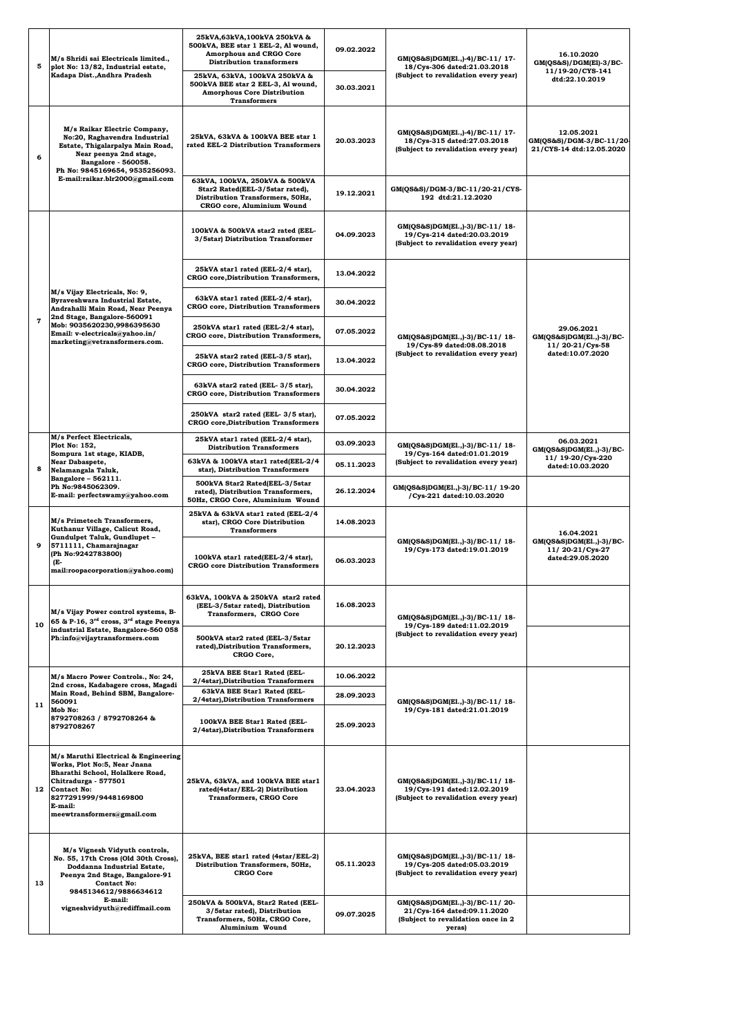| 5 | M/s Shridi sai Electricals limited., plot No: 13/82, Industrial estate, Kadapa Dist.,Andhra Pradesh | 25kVA,63kVA,100kVA 250kVA & 500kVA, BEE star 1 EEL-2, Al wound, Amorphous and CRGO Core Distribution transformers | 09.02.2022 | GM(QS&S)DGM(El.,)-4)/BC-11/ 17-18/Cys-306 dated:21.03.2018 (Subject to revalidation every year) | 16.10.2020 GM(QS&S)/DGM(El)-3/BC-11/19-20/CYS-141 dtd:22.10.2019 |
|---|---|---|---|---|---|
| | | 25kVA, 63kVA, 100kVA 250kVA & 500kVA BEE star 2 EEL-3, Al wound, Amorphous Core Distribution Transformers | 30.03.2021 | | |
| 6 | M/s Raikar Electric Company, No:20, Raghavendra Industrial Estate, Thigalarpalya Main Road, Near peenya 2nd stage, Bangalore - 560058. Ph No: 9845169654, 9535256093. E-mail:raikar.blr2000@gmail.com | 25kVA, 63kVA & 100kVA BEE star 1 rated EEL-2 Distribution Transformers | 20.03.2023 | GM(QS&S)DGM(El.,)-4)/BC-11/ 17-18/Cys-315 dated:27.03.2018 (Subject to revalidation every year) | 12.05.2021 GM(QS&S)/DGM-3/BC-11/20-21/CYS-14 dtd:12.05.2020 |
| | | 63kVA, 100kVA, 250kVA & 500kVA Star2 Rated(EEL-3/5star rated), Distribution Transformers, 50Hz, CRGO core, Aluminium Wound | 19.12.2021 | GM(QS&S)/DGM-3/BC-11/20-21/CYS-192 dtd:21.12.2020 | |
| 7 | M/s Vijay Electricals, No: 9, Byraveshwara Industrial Estate, Andrahalli Main Road, Near Peenya 2nd Stage, Bangalore-560091 Mob: 9035620230,9986395630 Email: v-electricals@yahoo.in/ marketing@vetransformers.com. | 100kVA & 500kVA star2 rated (EEL-3/5star) Distribution Transformer | 04.09.2023 | GM(QS&S)DGM(El.,)-3)/BC-11/ 18-19/Cys-214 dated:20.03.2019 (Subject to revalidation every year) | |
| | | 25kVA star1 rated (EEL-2/4 star), CRGO core,Distribution Transformers, | 13.04.2022 | GM(QS&S)DGM(El.,)-3)/BC-11/ 18-19/Cys-89 dated:08.08.2018 (Subject to revalidation every year) | 29.06.2021 GM(QS&S)DGM(El.,)-3)/BC-11/ 20-21/Cys-58 dated:10.07.2020 |
| | | 63kVA star1 rated (EEL-2/4 star), CRGO core, Distribution Transformers | 30.04.2022 | | |
| | | 250kVA star1 rated (EEL-2/4 star), CRGO core, Distribution Transformers, | 07.05.2022 | | |
| | | 25kVA star2 rated (EEL-3/5 star), CRGO core, Distribution Transformers | 13.04.2022 | | |
| | | 63kVA star2 rated (EEL- 3/5 star), CRGO core, Distribution Transformers | 30.04.2022 | | |
| | | 250kVA star2 rated (EEL- 3/5 star), CRGO core,Distribution Transformers | 07.05.2022 | | |
| 8 | M/s Perfect Electricals, Plot No: 152, Sompura 1st stage, KIADB, Near Dabaspete, Nelamangala Taluk, Bangalore – 562111. Ph No:9845062309. E-mail: perfectswamy@yahoo.com | 25kVA star1 rated (EEL-2/4 star), Distribution Transformers | 03.09.2023 | GM(QS&S)DGM(El.,)-3)/BC-11/ 18-19/Cys-164 dated:01.01.2019 (Subject to revalidation every year) | 06.03.2021 GM(QS&S)DGM(El.,)-3)/BC-11/ 19-20/Cys-220 dated:10.03.2020 |
| | | 63kVA & 100kVA star1 rated(EEL-2/4 star), Distribution Transformers | 05.11.2023 | | |
| | | 500kVA Star2 Rated(EEL-3/5star rated), Distribution Transformers, 50Hz, CRGO Core, Aluminium Wound | 26.12.2024 | GM(QS&S)DGM(El.,)-3)/BC-11/ 19-20 /Cys-221 dated:10.03.2020 | |
| 9 | M/s Primetech Transformers, Kuthanur Village, Calicut Road, Gundulpet Taluk, Gundlupet – 5711111, Chamarajnagar (Ph No:9242783800) (E-mail:roopacorporation@yahoo.com) | 25kVA & 63kVA star1 rated (EEL-2/4 star), CRGO Core Distribution Transformers | 14.08.2023 | GM(QS&S)DGM(El.,)-3)/BC-11/ 18-19/Cys-173 dated:19.01.2019 | 16.04.2021 GM(QS&S)DGM(El.,)-3)/BC-11/ 20-21/Cys-27 dated:29.05.2020 |
| | | 100kVA star1 rated(EEL-2/4 star), CRGO core Distribution Transformers | 06.03.2023 | | |
| 10 | M/s Vijay Power control systems, B-65 & P-16, 3rd cross, 3rd stage Peenya industrial Estate, Bangalore-560 058 Ph:info@vijaytransformers.com | 63kVA, 100kVA & 250kVA star2 rated (EEL-3/5star rated), Distribution Transformers, CRGO Core | 16.08.2023 | GM(QS&S)DGM(El.,)-3)/BC-11/ 18-19/Cys-189 dated:11.02.2019 (Subject to revalidation every year) | |
| | | 500kVA star2 rated (EEL-3/5star rated),Distribution Transformers, CRGO Core, | 20.12.2023 | | |
| 11 | M/s Macro Power Controls., No: 24, 2nd cross, Kadabagere cross, Magadi Main Road, Behind SBM, Bangalore-560091 Mob No: 8792708263 / 8792708264 & 8792708267 | 25kVA BEE Star1 Rated (EEL-2/4star),Distribution Transformers | 10.06.2022 | GM(QS&S)DGM(El.,)-3)/BC-11/ 18-19/Cys-181 dated:21.01.2019 | |
| | | 63kVA BEE Star1 Rated (EEL-2/4star),Distribution Transformers | 28.09.2023 | | |
| | | 100kVA BEE Star1 Rated (EEL-2/4star),Distribution Transformers | 25.09.2023 | | |
| 12 | M/s Maruthi Electrical & Engineering Works, Plot No:5, Near Jnana Bharathi School, Holalkere Road, Chitradurga - 577501 Contact No: 8277291999/9448169800 E-mail: meewtransformers@gmail.com | 25kVA, 63kVA, and 100kVA BEE star1 rated(4star/EEL-2) Distribution Transformers, CRGO Core | 23.04.2023 | GM(QS&S)DGM(El.,)-3)/BC-11/ 18-19/Cys-191 dated:12.02.2019 (Subject to revalidation every year) | |
| 13 | M/s Vignesh Vidyuth controls, No. 55, 17th Cross (Old 30th Cross), Doddanna Industrial Estate, Peenya 2nd Stage, Bangalore-91 Contact No: 9845134612/9886634612 E-mail: vigneshvidyuth@rediffmail.com | 25kVA, BEE star1 rated (4star/EEL-2) Distribution Transformers, 50Hz, CRGO Core | 05.11.2023 | GM(QS&S)DGM(El.,)-3)/BC-11/ 18-19/Cys-205 dated:05.03.2019 (Subject to revalidation every year) | |
| | | 250kVA & 500kVA, Star2 Rated (EEL-3/5star rated), Distribution Transformers, 50Hz, CRGO Core, Aluminium Wound | 09.07.2025 | GM(QS&S)DGM(El.,)-3)/BC-11/ 20-21/Cys-164 dated:09.11.2020 (Subject to revalidation once in 2 yeras) | |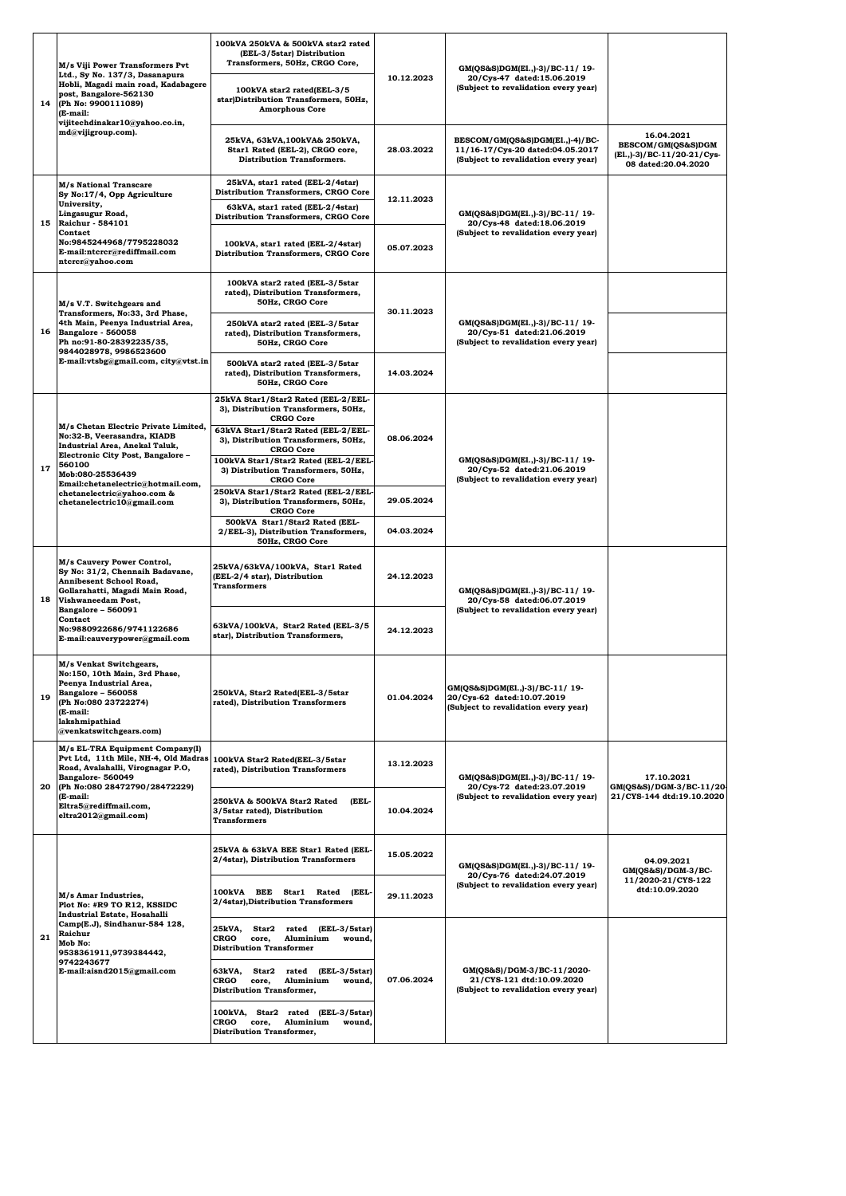| 14 | M/s Viji Power Transformers Pvt Ltd., Sy No. 137/3, Dasanapura Hobli, Magadi main road, Kadabagere post, Bangalore-562130 (Ph No: 9900111089) (E-mail: vijitechdinakar10@yahoo.co.in, md@vijigroup.com). | 100kVA 250kVA & 500kVA star2 rated (EEL-3/5star) Distribution Transformers, 50Hz, CRGO Core, | 10.12.2023 | GM(QS&S)DGM(El.,)-3)/BC-11/ 19-20/Cys-47 dated:15.06.2019 (Subject to revalidation every year) | |
|---|---|---|---|---|---|
| | | 100kVA star2 rated(EEL-3/5 star)Distribution Transformers, 50Hz, Amorphous Core | | | |
| | | 25kVA, 63kVA,100kVA& 250kVA, Star1 Rated (EEL-2), CRGO core, Distribution Transformers. | 28.03.2022 | BESCOM/GM(QS&S)DGM(El.,)-4)/BC-11/16-17/Cys-20 dated:04.05.2017 (Subject to revalidation every year) | 16.04.2021 BESCOM/GM(QS&S)DGM (El.,)-3)/BC-11/20-21/Cys-08 dated:20.04.2020 |
| 15 | M/s National Transcare Sy No:17/4, Opp Agriculture University, Lingasugur Road, Raichur - 584101 Contact No:9845244968/7795228032 E-mail:ntcrcr@rediffmail.com ntcrcr@yahoo.com | 25kVA, star1 rated (EEL-2/4star) Distribution Transformers, CRGO Core | 12.11.2023 | GM(QS&S)DGM(El.,)-3)/BC-11/ 19-20/Cys-48 dated:18.06.2019 (Subject to revalidation every year) | |
| | | 63kVA, star1 rated (EEL-2/4star) Distribution Transformers, CRGO Core | | | |
| | | 100kVA, star1 rated (EEL-2/4star) Distribution Transformers, CRGO Core | 05.07.2023 | | |
| 16 | M/s V.T. Switchgears and Transformers, No:33, 3rd Phase, 4th Main, Peenya Industrial Area, Bangalore - 560058 Ph no:91-80-28392235/35, 9844028978, 9986523600 E-mail:vtsbg@gmail.com, city@vtst.in | 100kVA star2 rated (EEL-3/5star rated), Distribution Transformers, 50Hz, CRGO Core | 30.11.2023 | GM(QS&S)DGM(El.,)-3)/BC-11/ 19-20/Cys-51 dated:21.06.2019 (Subject to revalidation every year) | |
| | | 250kVA star2 rated (EEL-3/5star rated), Distribution Transformers, 50Hz, CRGO Core | | | |
| | | 500kVA star2 rated (EEL-3/5star rated), Distribution Transformers, 50Hz, CRGO Core | 14.03.2024 | | |
| 17 | M/s Chetan Electric Private Limited, No:32-B, Veerasandra, KIADB Industrial Area, Anekal Taluk, Electronic City Post, Bangalore – 560100 Mob:080-25536439 Email:chetanelectric@hotmail.com, chetanelectric@yahoo.com & chetanelectric10@gmail.com | 25kVA Star1/Star2 Rated (EEL-2/EEL-3), Distribution Transformers, 50Hz, CRGO Core | 08.06.2024 | GM(QS&S)DGM(El.,)-3)/BC-11/ 19-20/Cys-52 dated:21.06.2019 (Subject to revalidation every year) | |
| | | 63kVA Star1/Star2 Rated (EEL-2/EEL-3), Distribution Transformers, 50Hz, CRGO Core | | | |
| | | 100kVA Star1/Star2 Rated (EEL-2/EEL-3) Distribution Transformers, 50Hz, CRGO Core | | | |
| | | 250kVA Star1/Star2 Rated (EEL-2/EEL-3), Distribution Transformers, 50Hz, CRGO Core | 29.05.2024 | | |
| | | 500kVA Star1/Star2 Rated (EEL-2/EEL-3), Distribution Transformers, 50Hz, CRGO Core | 04.03.2024 | | |
| 18 | M/s Cauvery Power Control, Sy No: 31/2, Chennaih Badavane, Annibesent School Road, Gollarahatti, Magadi Main Road, Vishwaneedam Post, Bangalore – 560091 Contact No:9880922686/9741122686 E-mail:cauverypower@gmail.com | 25kVA/63kVA/100kVA, Star1 Rated (EEL-2/4 star), Distribution Transformers | 24.12.2023 | GM(QS&S)DGM(El.,)-3)/BC-11/ 19-20/Cys-58 dated:06.07.2019 (Subject to revalidation every year) | |
| | | 63kVA/100kVA, Star2 Rated (EEL-3/5 star), Distribution Transformers, | 24.12.2023 | | |
| 19 | M/s Venkat Switchgears, No:150, 10th Main, 3rd Phase, Peenya Industrial Area, Bangalore – 560058 (Ph No:080 23722274) (E-mail: lakshmipathiad @venkatswitchgears.com) | 250kVA, Star2 Rated(EEL-3/5star rated), Distribution Transformers | 01.04.2024 | GM(QS&S)DGM(El.,)-3)/BC-11/ 19-20/Cys-62 dated:10.07.2019 (Subject to revalidation every year) | |
| 20 | M/s EL-TRA Equipment Company(I) Pvt Ltd, 11th Mile, NH-4, Old Madras Road, Avalahalli, Virognagar P.O, Bangalore- 560049 (Ph No:080 28472790/28472229) (E-mail: Eltra5@rediffmail.com, eltra2012@gmail.com) | 100kVA Star2 Rated(EEL-3/5star rated), Distribution Transformers | 13.12.2023 | GM(QS&S)DGM(El.,)-3)/BC-11/ 19-20/Cys-72 dated:23.07.2019 (Subject to revalidation every year) | 17.10.2021 GM(QS&S)/DGM-3/BC-11/20-21/CYS-144 dtd:19.10.2020 |
| | | 250kVA & 500kVA Star2 Rated (EEL-3/5star rated), Distribution Transformers | 10.04.2024 | | |
| 21 | M/s Amar Industries, Plot No: #R9 TO R12, KSSIDC Industrial Estate, Hosahalli Camp(E.J), Sindhanur-584 128, Raichur Mob No: 9538361911,9739384442, 9742243677 E-mail:aisnd2015@gmail.com | 25kVA & 63kVA BEE Star1 Rated (EEL-2/4star), Distribution Transformers | 15.05.2022 | GM(QS&S)DGM(El.,)-3)/BC-11/ 19-20/Cys-76 dated:24.07.2019 (Subject to revalidation every year) | 04.09.2021 GM(QS&S)/DGM-3/BC-11/2020-21/CYS-122 dtd:10.09.2020 |
| | | 100kVA BEE Star1 Rated (EEL-2/4star),Distribution Transformers | 29.11.2023 | | |
| | | 25kVA, Star2 rated (EEL-3/5star) CRGO core, Aluminium wound, Distribution Transformer | 07.06.2024 | GM(QS&S)/DGM-3/BC-11/2020-21/CYS-121 dtd:10.09.2020 (Subject to revalidation every year) | |
| | | 63kVA, Star2 rated (EEL-3/5star) CRGO core, Aluminium wound, Distribution Transformer, | | | |
| | | 100kVA, Star2 rated (EEL-3/5star) CRGO core, Aluminium wound, Distribution Transformer, | | | |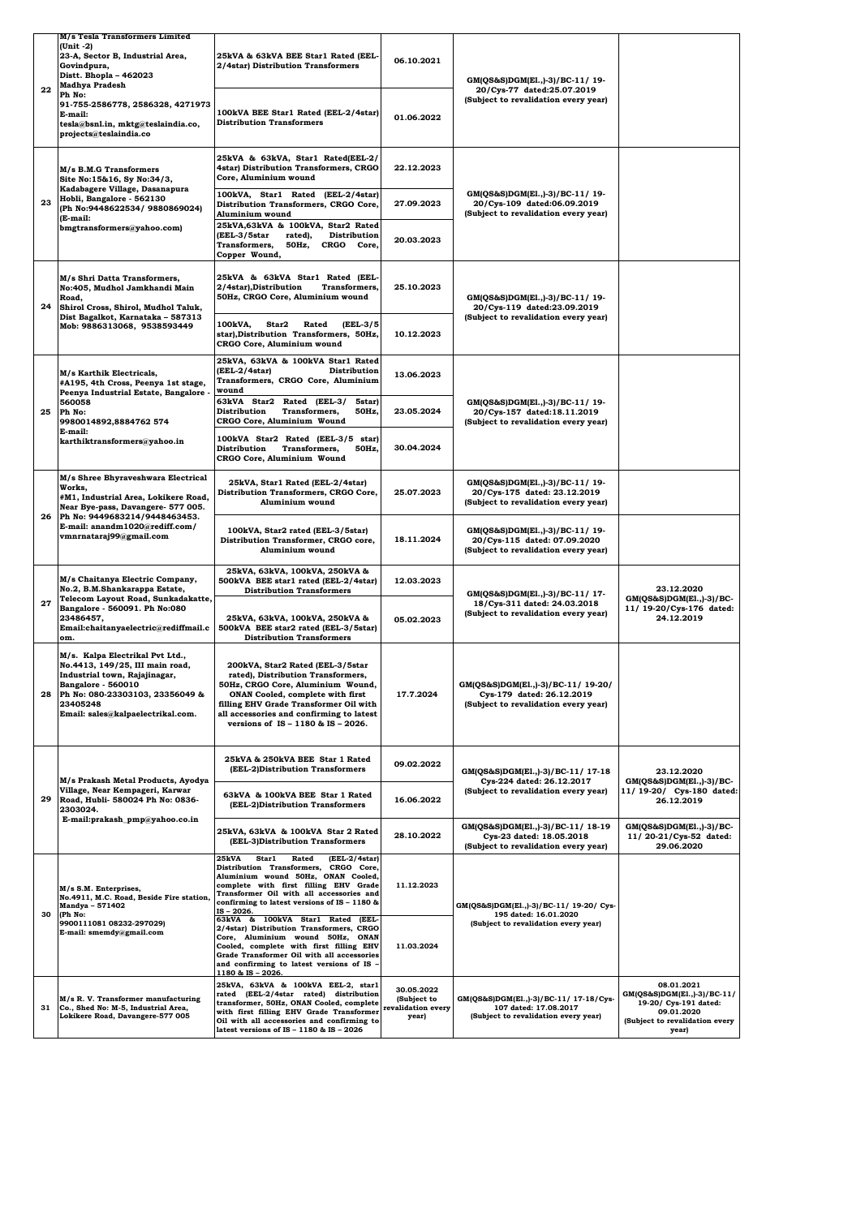| 22 | M/s Tesla Transformers Limited (Unit -2) 23-A, Sector B, Industrial Area, Govindpura, Distt. Bhopla – 462023 Madhya Pradesh Ph No: 91-755-2586778, 2586328, 4271973 E-mail: tesla@bsnl.in, mktg@teslaindia.co, projects@teslaindia.co | 25kVA & 63kVA BEE Star1 Rated (EEL-2/4star) Distribution Transformers | 06.10.2021 | GM(QS&S)DGM(El.,)-3)/BC-11/ 19-20/Cys-77 dated:25.07.2019 (Subject to revalidation every year) | |
|---|---|---|---|---|---|
| | | 100kVA BEE Star1 Rated (EEL-2/4star) Distribution Transformers | 01.06.2022 | | |
| 23 | M/s B.M.G Transformers Site No:15&16, Sy No:34/3, Kadabagere Village, Dasanapura Hobli, Bangalore - 562130 (Ph No:9448622534/ 9880869024) (E-mail: bmgtransformers@yahoo.com) | 25kVA & 63kVA, Star1 Rated(EEL-2/4star) Distribution Transformers, CRGO Core, Aluminium wound | 22.12.2023 | GM(QS&S)DGM(El.,)-3)/BC-11/ 19-20/Cys-109 dated:06.09.2019 (Subject to revalidation every year) | |
| | | 100kVA, Star1 Rated (EEL-2/4star) Distribution Transformers, CRGO Core, Aluminium wound | 27.09.2023 | | |
| | | 25kVA,63kVA & 100kVA, Star2 Rated (EEL-3/5star rated), Distribution Transformers, 50Hz, CRGO Core, Copper Wound, | 20.03.2023 | | |
| 24 | M/s Shri Datta Transformers, No:405, Mudhol Jamkhandi Main Road, Shirol Cross, Shirol, Mudhol Taluk, Dist Bagalkot, Karnataka – 587313 Mob: 9886313068, 9538593449 | 25kVA & 63kVA Star1 Rated (EEL-2/4star),Distribution Transformers, 50Hz, CRGO Core, Aluminium wound | 25.10.2023 | GM(QS&S)DGM(El.,)-3)/BC-11/ 19-20/Cys-119 dated:23.09.2019 (Subject to revalidation every year) | |
| | | 100kVA, Star2 Rated (EEL-3/5 star),Distribution Transformers, 50Hz, CRGO Core, Aluminium wound | 10.12.2023 | | |
| 25 | M/s Karthik Electricals, #A195, 4th Cross, Peenya 1st stage, Peenya Industrial Estate, Bangalore - 560058 Ph No: 9980014892,8884762 574 E-mail: karthiktransformers@yahoo.in | 25kVA, 63kVA & 100kVA Star1 Rated (EEL-2/4star) Distribution Transformers, CRGO Core, Aluminium wound | 13.06.2023 | GM(QS&S)DGM(El.,)-3)/BC-11/ 19-20/Cys-157 dated:18.11.2019 (Subject to revalidation every year) | |
| | | 63kVA Star2 Rated (EEL-3/ 5star) Distribution Transformers, 50Hz, CRGO Core, Aluminium Wound | 23.05.2024 | | |
| | | 100kVA Star2 Rated (EEL-3/5 star) Distribution Transformers, 50Hz, CRGO Core, Aluminium Wound | 30.04.2024 | | |
| 26 | M/s Shree Bhyraveshwara Electrical Works, #M1, Industrial Area, Lokikere Road, Near Bye-pass, Davangere- 577 005. Ph No: 9449683214/9448463453. E-mail: anandm1020@rediff.com/ vmnrnataraj99@gmail.com | 25kVA, Star1 Rated (EEL-2/4star) Distribution Transformers, CRGO Core, Aluminium wound | 25.07.2023 | GM(QS&S)DGM(El.,)-3)/BC-11/ 19-20/Cys-175 dated: 23.12.2019 (Subject to revalidation every year) | |
| | | 100kVA, Star2 rated (EEL-3/5star) Distribution Transformer, CRGO core, Aluminium wound | 18.11.2024 | GM(QS&S)DGM(El.,)-3)/BC-11/ 19-20/Cys-115 dated: 07.09.2020 (Subject to revalidation every year) | |
| 27 | M/s Chaitanya Electric Company, No.2, B.M.Shankarappa Estate, Telecom Layout Road, Sunkadakatte, Bangalore - 560091. Ph No:080 23486457, Email:chaitanyaelectric@rediffmail.com. | 25kVA, 63kVA, 100kVA, 250kVA & 500kVA BEE star1 rated (EEL-2/4star) Distribution Transformers | 12.03.2023 | GM(QS&S)DGM(El.,)-3)/BC-11/ 17-18/Cys-311 dated: 24.03.2018 (Subject to revalidation every year) | 23.12.2020 GM(QS&S)DGM(El.,)-3)/BC-11/ 19-20/Cys-176 dated: 24.12.2019 |
| | | 25kVA, 63kVA, 100kVA, 250kVA & 500kVA BEE star2 rated (EEL-3/5star) Distribution Transformers | 05.02.2023 | | |
| 28 | M/s. Kalpa Electrikal Pvt Ltd., No.4413, 149/25, III main road, Industrial town, Rajajinagar, Bangalore - 560010 Ph No: 080-23303103, 23356049 & 23405248 Email: sales@kalpaelectrikal.com. | 200kVA, Star2 Rated (EEL-3/5star rated), Distribution Transformers, 50Hz, CRGO Core, Aluminium Wound, ONAN Cooled, complete with first filling EHV Grade Transformer Oil with all accessories and confirming to latest versions of IS – 1180 & IS – 2026. | 17.7.2024 | GM(QS&S)DGM(El.,)-3)/BC-11/ 19-20/ Cys-179 dated: 26.12.2019 (Subject to revalidation every year) | |
| 29 | M/s Prakash Metal Products, Ayodya Village, Near Kempageri, Karwar Road, Hubli- 580024 Ph No: 0836-2303024. E-mail:prakash_pmp@yahoo.co.in | 25kVA & 250kVA BEE Star 1 Rated (EEL-2)Distribution Transformers | 09.02.2022 | GM(QS&S)DGM(El.,)-3)/BC-11/ 17-18 Cys-224 dated: 26.12.2017 (Subject to revalidation every year) | 23.12.2020 GM(QS&S)DGM(El.,)-3)/BC-11/ 19-20/ Cys-180 dated: 26.12.2019 |
| | | 63kVA & 100kVA BEE Star 1 Rated (EEL-2)Distribution Transformers | 16.06.2022 | | |
| | | 25kVA, 63kVA & 100kVA Star 2 Rated (EEL-3)Distribution Transformers | 28.10.2022 | GM(QS&S)DGM(El.,)-3)/BC-11/ 18-19 Cys-23 dated: 18.05.2018 (Subject to revalidation every year) | GM(QS&S)DGM(El.,)-3)/BC-11/ 20-21/Cys-52 dated: 29.06.2020 |
| 30 | M/s S.M. Enterprises, No.4911, M.C. Road, Beside Fire station, Mandya – 571402 (Ph No: 9900111081 08232-297029) E-mail: smemdy@gmail.com | 25kVA Star1 Rated (EEL-2/4star) Distribution Transformers, CRGO Core, Aluminium wound 50Hz, ONAN Cooled, complete with first filling EHV Grade Transformer Oil with all accessories and confirming to latest versions of IS – 1180 & IS – 2026. | 11.12.2023 | GM(QS&S)DGM(El.,)-3)/BC-11/ 19-20/ Cys-195 dated: 16.01.2020 (Subject to revalidation every year) | |
| | | 63kVA & 100kVA Star1 Rated (EEL-2/4star) Distribution Transformers, CRGO Core, Aluminium wound 50Hz, ONAN Cooled, complete with first filling EHV Grade Transformer Oil with all accessories and confirming to latest versions of IS – 1180 & IS – 2026. | 11.03.2024 | | |
| 31 | M/s R. V. Transformer manufacturing Co., Shed No: M-5, Industrial Area, Lokikere Road, Davangere-577 005 | 25kVA, 63kVA & 100kVA EEL-2, star1 rated (EEL-2/4star rated) distribution transformer, 50Hz, ONAN Cooled, complete with first filling EHV Grade Transformer Oil with all accessories and confirming to latest versions of IS – 1180 & IS – 2026 | 30.05.2022 (Subject to revalidation every year) | GM(QS&S)DGM(El.,)-3)/BC-11/ 17-18/Cys-107 dated: 17.08.2017 (Subject to revalidation every year) | 08.01.2021 GM(QS&S)DGM(El.,)-3)/BC-11/ 19-20/ Cys-191 dated: 09.01.2020 (Subject to revalidation every year) |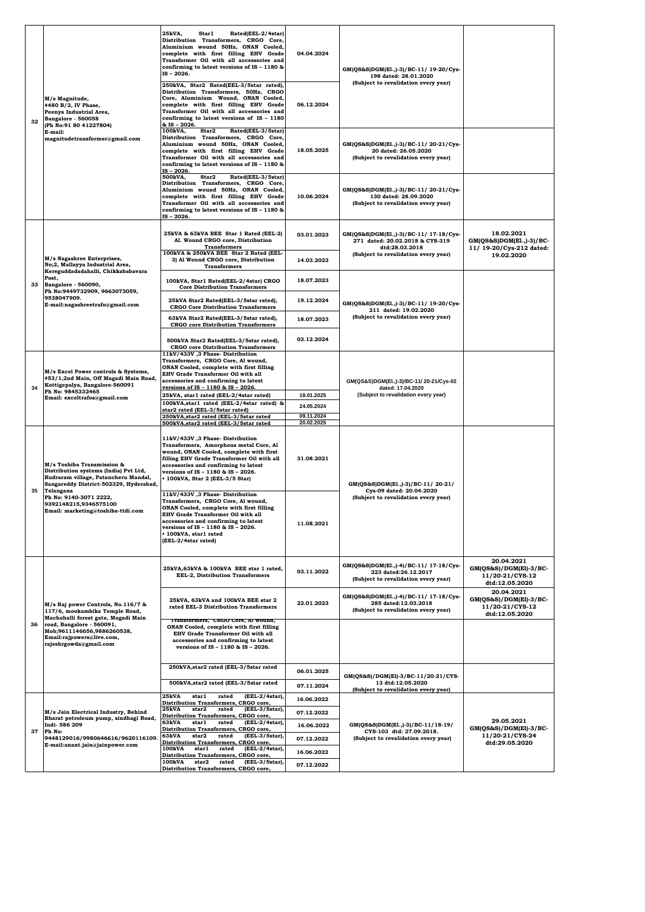| | | | | | |
|---|---|---|---|---|---|
| 32 | M/s Magnitude, #480 B/2, IV Phase, Peenya Industrial Area, Bangalore - 560058 (Ph No:91 80 41227804) E-mail: magnitudetransformer@gmail.com | 25kVA, Star1 Rated(EEL-2/4star) Distribution Transformers, CRGO Core, Aluminium wound 50Hz, ONAN Cooled, complete with first filling EHV Grade Transformer Oil with all accessories and confirming to latest versions of IS – 1180 & IS – 2026. | 04.04.2024 | GM(QS&S)DGM(El.,)-3)/BC-11/ 19-20/Cys-198 dated: 28.01.2020 (Subject to revalidation every year) | |
| | | 250kVA, Star2 Rated(EEL-3/5star rated), Distribution Transformers, 50Hz, CRGO Core, Aluminium Wound, ONAN Cooled, complete with first filling EHV Grade Transformer Oil with all accessories and confirming to latest versions of IS – 1180 & IS – 2026. | 06.12.2024 | | |
| | | 100kVA, Star2 Rated(EEL-3/5star) Distribution Transformers, CRGO Core, Aluminium wound 50Hz, ONAN Cooled, complete with first filling EHV Grade Transformer Oil with all accessories and confirming to latest versions of IS – 1180 & IS – 2026. | 18.05.2025 | GM(QS&S)DGM(El.,)-3)/BC-11/ 20-21/Cys-20 dated: 26.05.2020 (Subject to revalidation every year) | |
| | | 500kVA, Star2 Rated(EEL-3/5star) Distribution Transformers, CRGO Core, Aluminium wound 50Hz, ONAN Cooled, complete with first filling EHV Grade Transformer Oil with all accessories and confirming to latest versions of IS – 1180 & IS – 2026. | 10.06.2024 | GM(QS&S)DGM(El.,)-3)/BC-11/ 20-21/Cys-130 dated: 28.09.2020 (Subject to revalidation every year) | |
| 33 | M/s Nagashree Enterprises, No;2, Mallayya Industrial Area, Kereguddadadahalli, Chikkababavara Post, Bangalore - 560090, Ph No:9449732909, 9663073059, 9538047909. E-mail:nagashreetrafo@gmail.com | 25kVA & 63kVA BEE Star 1 Rated (EEL-2) Al. Wound CRGO core, Distribution Transformers | 03.01.2023 | GM(QS&S)DGM(El.,)-3)/BC-11/ 17-18/Cys-271 dated: 20.02.2018 & CYS-319 dtd:28.03.2018 (Subject to revalidation every year) | 18.02.2021 GM(QS&S)DGM(El.,)-3)/BC-11/ 19-20/Cys-212 dated: 19.02.2020 |
| | | 100kVA & 250kVA BEE Star 2 Rated (EEL-3) Al Wound CRGO core, Distribution Transformers | 14.03.2023 | | |
| | | 100kVA, Star1 Rated(EEL-2/4star) CRGO Core Distribution Transformers | 18.07.2023 | GM(QS&S)DGM(El.,)-3)/BC-11/ 19-20/Cys-211 dated: 19.02.2020 (Subject to revalidation every year) | |
| | | 25kVA Star2 Rated(EEL-3/5star rated), CRGO Core Distribution Transformers | 19.12.2024 | | |
| | | 63kVA Star2 Rated(EEL-3/5star rated), CRGO core Distribution Transformers | 18.07.2023 | | |
| | | 500kVA Star2 Rated(EEL-3/5star rated), CRGO core Distribution Transformers | 03.12.2024 | | |
| 34 | M/s Excel Power controls & Systems, #53/1,2nd Main, Off Magadi Main Road, Kottigepalya, Bangalore-560091 Ph No: 9845332465 Email: exceltrafos@gmail.com | 11kV/433V ,3 Phase- Distribution Transformers, CRGO Core, Al wound, ONAN Cooled, complete with first filling EHV Grade Transformer Oil with all accessories and confirming to latest versions of IS – 1180 & IS – 2026. | | GM(QS&S)DGM(El.,)-3)/BC-11/ 20-21/Cys-02 dated: 17.04.2020 (Subject to revalidation every year) | |
| | | 25kVA, star1 rated (EEL-2/4star rated) | 18.01.2025 | | |
| | | 100kVA,star1 rated (EEL-2/4star rated) & star2 rated (EEL-3/5star rated) | 24.05.2024 | | |
| | | 250kVA,star2 rated (EEL-3/5star rated | 09.11.2024 | | |
| | | 500kVA,star2 rated (EEL-3/5star rated | 20.02.2025 | | |
| 35 | M/s Toshiba Transmission & Distribution systems (India) Pvt Ltd, Rudraram village, Patancheru Mandal, Sangareddy District-502329, Hyderabad, Telangana Ph No: 9140-3071 2222, 9392148215,9346575100 Email: marketing@toshiba-ttdi.com | 11kV/433V ,3 Phase- Distribution Transformers, Amorphous metal Core, Al wound, ONAN Cooled, complete with first filling EHV Grade Transformer Oil with all accessories and confirming to latest versions of IS – 1180 & IS – 2026. • 100kVA, Star 2 (EEL-3/5 Star) | 31.08.2021 | GM(QS&S)DGM(El.,)-3)/BC-11/ 20-21/ Cys-09 dated: 20.04.2020 (Subject to revalidation every year) | |
| | | 11kV/433V ,3 Phase- Distribution Transformers, CRGO Core, Al wound, ONAN Cooled, complete with first filling EHV Grade Transformer Oil with all accessories and confirming to latest versions of IS – 1180 & IS – 2026. • 100kVA, star1 rated (EEL-2/4star rated) | 11.08.2021 | | |
| 36 | M/s Raj power Controls, No.116/7 & 117/6, mookambika Temple Road, Machohalli forest gate, Magadi Main road, Bangalore - 560091, Mob;9611146656,9886260538, Email:rajpowers@live.com, rajeshrgowda@gmail.com | 25kVA,63kVA & 100kVA BEE star 1 rated, EEL-2, Distribution Transformers | 03.11.2022 | GM(QS&S)DGM(El.,)-4)/BC-11/ 17-18/Cys-223 dated:26.12.2017 (Subject to revalidation every year) | 20.04.2021 GM(QS&S)/DGM(El)-3/BC-11/20-21/CYS-12 dtd:12.05.2020 |
| | | 25kVA, 63kVA and 100kVA BEE star 2 rated EEL-3 Distribution Transformers | 22.01.2023 | GM(QS&S)DGM(El.,)-4)/BC-11/ 17-18/Cys-285 dated:12.03.2018 (Subject to revalidation every year) | 20.04.2021 GM(QS&S)/DGM(El)-3/BC-11/20-21/CYS-12 dtd:12.05.2020 |
| | | Transformers, CRGO Core, Al wound, ONAN Cooled, complete with first filling EHV Grade Transformer Oil with all accessories and confirming to latest versions of IS – 1180 & IS – 2026. | | GM(QS&S)/DGM(El)-3/BC-11/20-21/CYS-13 dtd:12.05.2020 (Subject to revalidation every year) | |
| | | 250kVA,star2 rated (EEL-3/5star rated | 06.01.2025 | | |
| | | 500kVA,star2 rated (EEL-3/5star rated | 07.11.2024 | | |
| 37 | M/s Jain Electrical Industry, Behind Bharat petroleum pump, sindhagi Road, Indi- 586 209 Ph No: 9448129016/9980646616/9620116109. E-mail:anant.jain@jainpower.com | 25kVA star1 rated (EEL-2/4star), Distribution Transformers, CRGO core, | 16.06.2022 | GM(QS&S)DGM(El.,)-3)/BC-11/18-19/ CYS-103 dtd: 27.09.2018. (Subject to revalidation every year) | 29.05.2021 GM(QS&S)/DGM(El)-3/BC-11/20-21/CYS-24 dtd:29.05.2020 |
| | | 25kVA star2 rated (EEL-3/5star), Distribution Transformers, CRGO core, | 07.12.2022 | | |
| | | 63kVA star1 rated (EEL-2/4star), Distribution Transformers, CRGO core, | 16.06.2022 | | |
| | | 63kVA star2 rated (EEL-3/5star), Distribution Transformers, CRGO core, | 07.12.2022 | | |
| | | 100kVA star1 rated (EEL-2/4star), Distribution Transformers, CRGO core, | 16.06.2022 | | |
| | | 100kVA star2 rated (EEL-3/5star), Distribution Transformers, CRGO core, | 07.12.2022 | | |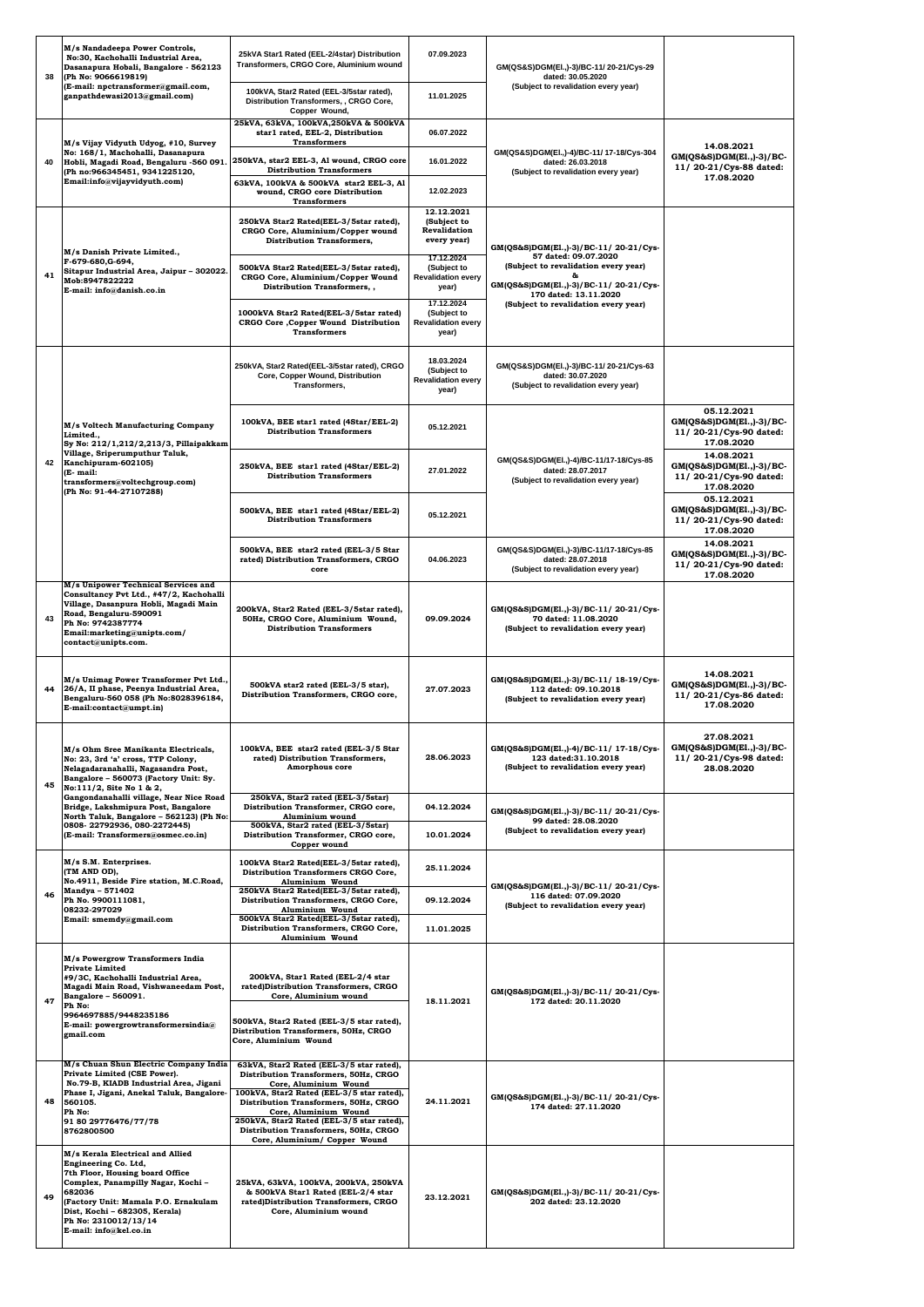| | | | | | |
|---|---|---|---|---|---|
| 38 | M/s Nandadeepa Power Controls, No:30, Kachohalli Industrial Area, Dasanapura Hobali, Bangalore - 562123 (Ph No: 9066619819) (E-mail: npctransformer@gmail.com, ganpathdewasi2013@gmail.com) | 25kVA Star1 Rated (EEL-2/4star) Distribution Transformers, CRGO Core, Aluminium wound | 07.09.2023 | GM(QS&S)DGM(El.,)-3)/BC-11/ 20-21/Cys-29 dated: 30.05.2020 (Subject to revalidation every year) | |
| | | 100kVA, Star2 Rated (EEL-3/5star rated), Distribution Transformers, , CRGO Core, Copper Wound, | 11.01.2025 | | |
| 40 | M/s Vijay Vidyuth Udyog, #10, Survey No: 168/1, Machohalli, Dasanapura Hobli, Magadi Road, Bengaluru -560 091. (Ph no:966345451, 9341225120, Email:info@vijayvidyuth.com) | 25kVA, 63kVA, 100kVA,250kVA & 500kVA star1 rated, EEL-2, Distribution Transformers | 06.07.2022 | GM(QS&S)DGM(El.,)-4)/BC-11/ 17-18/Cys-304 dated: 26.03.2018 (Subject to revalidation every year) | 14.08.2021 GM(QS&S)DGM(El.,)-3)/BC-11/ 20-21/Cys-88 dated: 17.08.2020 |
| | | 250kVA, star2 EEL-3, Al wound, CRGO core Distribution Transformers | 16.01.2022 | | |
| | | 63kVA, 100kVA & 500kVA star2 EEL-3, Al wound, CRGO core Distribution Transformers | 12.02.2023 | | |
| 41 | M/s Danish Private Limited., F-679-680,G-694, Sitapur Industrial Area, Jaipur – 302022. Mob:8947822222 E-mail: info@danish.co.in | 250kVA Star2 Rated(EEL-3/5star rated), CRGO Core, Aluminium/Copper wound Distribution Transformers, | 12.12.2021 (Subject to Revalidation every year) | GM(QS&S)DGM(El.,)-3)/BC-11/ 20-21/Cys-57 dated: 09.07.2020 (Subject to revalidation every year) & GM(QS&S)DGM(El.,)-3)/BC-11/ 20-21/Cys-170 dated: 13.11.2020 (Subject to revalidation every year) | |
| | | 500kVA Star2 Rated(EEL-3/5star rated), CRGO Core, Aluminium/Copper Wound Distribution Transformers, , | 17.12.2024 (Subject to Revalidation every year) | | |
| | | 1000kVA Star2 Rated(EEL-3/5star rated) CRGO Core ,Copper Wound Distribution Transformers | 17.12.2024 (Subject to Revalidation every year) | | |
| 42 | M/s Voltech Manufacturing Company Limited., Sy No: 212/1,212/2,213/3, Pillaipakkam Village, Sriperumputhur Taluk, Kanchipuram-602105) (E- mail: transformers@voltechgroup.com) (Ph No: 91-44-27107288) | 250kVA, Star2 Rated(EEL-3/5star rated), CRGO Core, Copper Wound, Distribution Transformers, | 18.03.2024 (Subject to Revalidation every year) | GM(QS&S)DGM(El.,)-3)/BC-11/ 20-21/Cys-63 dated: 30.07.2020 (Subject to revalidation every year) | |
| | | 100kVA, BEE star1 rated (4Star/EEL-2) Distribution Transformers | 05.12.2021 | GM(QS&S)DGM(El.,)-4)/BC-11/17-18/Cys-85 dated: 28.07.2017 (Subject to revalidation every year) | 05.12.2021 GM(QS&S)DGM(El.,)-3)/BC-11/ 20-21/Cys-90 dated: 17.08.2020 |
| | | 250kVA, BEE star1 rated (4Star/EEL-2) Distribution Transformers | 27.01.2022 | | 14.08.2021 GM(QS&S)DGM(El.,)-3)/BC-11/ 20-21/Cys-90 dated: 17.08.2020 |
| | | 500kVA, BEE star1 rated (4Star/EEL-2) Distribution Transformers | 05.12.2021 | | 05.12.2021 GM(QS&S)DGM(El.,)-3)/BC-11/ 20-21/Cys-90 dated: 17.08.2020 |
| | | 500kVA, BEE star2 rated (EEL-3/5 Star rated) Distribution Transformers, CRGO core | 04.06.2023 | GM(QS&S)DGM(El.,)-3)/BC-11/17-18/Cys-85 dated: 28.07.2018 (Subject to revalidation every year) | 14.08.2021 GM(QS&S)DGM(El.,)-3)/BC-11/ 20-21/Cys-90 dated: 17.08.2020 |
| 43 | M/s Unipower Technical Services and Consultancy Pvt Ltd., #47/2, Kachohalli Village, Dasanpura Hobli, Magadi Main Road, Bengaluru-590091 Ph No: 9742387774 Email:marketing@unipts.com/ contact@unipts.com. | 200kVA, Star2 Rated (EEL-3/5star rated), 50Hz, CRGO Core, Aluminium Wound, Distribution Transformers | 09.09.2024 | GM(QS&S)DGM(El.,)-3)/BC-11/ 20-21/Cys-70 dated: 11.08.2020 (Subject to revalidation every year) | |
| 44 | M/s Unimag Power Transformer Pvt Ltd., 26/A, II phase, Peenya Industrial Area, Bengaluru-560 058 (Ph No:8028396184, E-mail:contact@umpt.in) | 500kVA star2 rated (EEL-3/5 star), Distribution Transformers, CRGO core, | 27.07.2023 | GM(QS&S)DGM(El.,)-3)/BC-11/ 18-19/Cys-112 dated: 09.10.2018 (Subject to revalidation every year) | 14.08.2021 GM(QS&S)DGM(El.,)-3)/BC-11/ 20-21/Cys-86 dated: 17.08.2020 |
| 45 | M/s Ohm Sree Manikanta Electricals, No: 23, 3rd 'a' cross, TTP Colony, Nelagadaranahalli, Nagasandra Post, Bangalore – 560073 (Factory Unit: Sy. No:111/2, Site No 1 & 2, Gangondanahalli village, Near Nice Road Bridge, Lakshmipura Post, Bangalore North Taluk, Bangalore – 562123) (Ph No: 0808- 22792936, 080-2272445) (E-mail: Transformers@osmec.co.in) | 100kVA, BEE star2 rated (EEL-3/5 Star rated) Distribution Transformers, Amorphous core | 28.06.2023 | GM(QS&S)DGM(El.,)-4)/BC-11/ 17-18/Cys-123 dated:31.10.2018 (Subject to revalidation every year) | 27.08.2021 GM(QS&S)DGM(El.,)-3)/BC-11/ 20-21/Cys-98 dated: 28.08.2020 |
| | | 250kVA, Star2 rated (EEL-3/5star) Distribution Transformer, CRGO core, Aluminium wound | 04.12.2024 | GM(QS&S)DGM(El.,)-3)/BC-11/ 20-21/Cys-99 dated: 28.08.2020 (Subject to revalidation every year) | |
| | | 500kVA, Star2 rated (EEL-3/5star) Distribution Transformer, CRGO core, Copper wound | 10.01.2024 | | |
| 46 | M/s S.M. Enterprises. (TM AND OD), No.4911, Beside Fire station, M.C.Road, Mandya – 571402 Ph No. 9900111081, 08232-297029 Email: smemdy@gmail.com | 100kVA Star2 Rated(EEL-3/5star rated), Distribution Transformers CRGO Core, Aluminium Wound | 25.11.2024 | GM(QS&S)DGM(El.,)-3)/BC-11/ 20-21/Cys-116 dated: 07.09.2020 (Subject to revalidation every year) | |
| | | 250kVA Star2 Rated(EEL-3/5star rated), Distribution Transformers, CRGO Core, Aluminium Wound | 09.12.2024 | | |
| | | 500kVA Star2 Rated(EEL-3/5star rated), Distribution Transformers, CRGO Core, Aluminium Wound | 11.01.2025 | | |
| 47 | M/s Powergrow Transformers India Private Limited #9/3C, Kachohalli Industrial Area, Magadi Main Road, Vishwaneedam Post, Bangalore – 560091. Ph No: 9964697885/9448235186 E-mail: powergrowtransformersindia@ gmail.com | 200kVA, Star1 Rated (EEL-2/4 star rated)Distribution Transformers, CRGO Core, Aluminium wound | 18.11.2021 | GM(QS&S)DGM(El.,)-3)/BC-11/ 20-21/Cys-172 dated: 20.11.2020 | |
| | | 500kVA, Star2 Rated (EEL-3/5 star rated), Distribution Transformers, 50Hz, CRGO Core, Aluminium Wound | | | |
| 48 | M/s Chuan Shun Electric Company India Private Limited (CSE Power). No.79-B, KIADB Industrial Area, Jigani Phase I, Jigani, Anekal Taluk, Bangalore-560105. Ph No: 91 80 29776476/77/78 8762800500 | 63kVA, Star2 Rated (EEL-3/5 star rated), Distribution Transformers, 50Hz, CRGO Core, Aluminium Wound | 24.11.2021 | GM(QS&S)DGM(El.,)-3)/BC-11/ 20-21/Cys-174 dated: 27.11.2020 | |
| | | 100kVA, Star2 Rated (EEL-3/5 star rated), Distribution Transformers, 50Hz, CRGO Core, Aluminium Wound | | | |
| | | 250kVA, Star2 Rated (EEL-3/5 star rated), Distribution Transformers, 50Hz, CRGO Core, Aluminium/ Copper Wound | | | |
| 49 | M/s Kerala Electrical and Allied Engineering Co. Ltd, 7th Floor, Housing board Office Complex, Panampilly Nagar, Kochi – 682036 (Factory Unit: Mamala P.O. Ernakulam Dist, Kochi – 682305, Kerala) Ph No: 2310012/13/14 E-mail: info@kel.co.in | 25kVA, 63kVA, 100kVA, 200kVA, 250kVA & 500kVA Star1 Rated (EEL-2/4 star rated)Distribution Transformers, CRGO Core, Aluminium wound | 23.12.2021 | GM(QS&S)DGM(El.,)-3)/BC-11/ 20-21/Cys-202 dated: 23.12.2020 | |